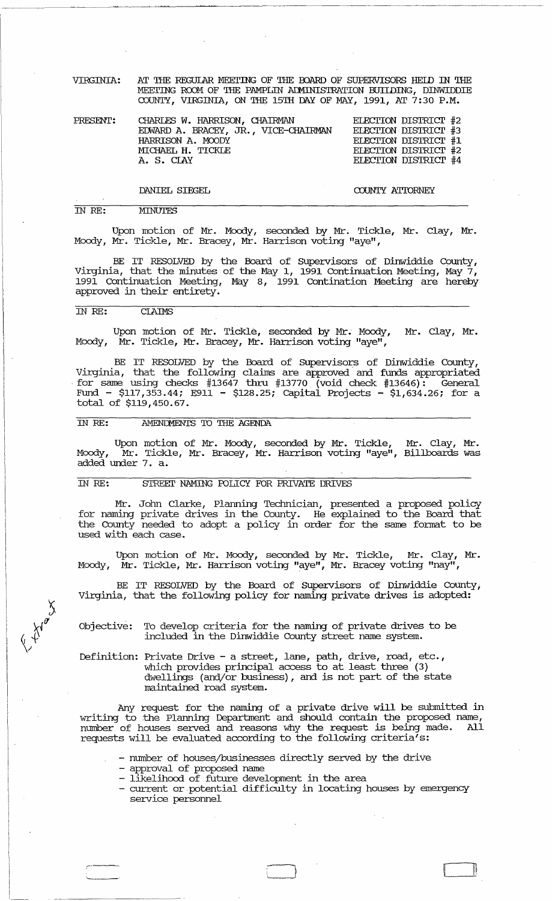VIRGINIA: AT THE REGULAR MEETING OF THE BOARD OF SUPERVISORS HELD IN THE MEETING ROOM OF THE PAMPLIN ADMINISTRATION BUILDING, DINWIDDIE COUNTY, VIRGINIA, ON THE 15TH DAY OF MAY, 1991, AT 7:30 P.M.

| PRESENT: | | |
|---|---|---|
| | CHARLES W. HARRISON, CHAIRMAN | ELECTION DISTRICT #2 |
| | EDWARD A. BRACEY, JR., VICE-CHAIRMAN | ELECTION DISTRICT #3 |
| | HARRISON A. MOODY | ELECTION DISTRICT #1 |
| | MICHAEL H. TICKLE | ELECTION DISTRICT #2 |
| | A. S. CLAY | ELECTION DISTRICT #4 |
| | DANIEL SIEGEL | COUNTY ATTORNEY |

IN RE: MINUTES

Upon motion of Mr. Moody, seconded by Mr. Tickle, Mr. Clay, Mr. Moody, Mr. Tickle, Mr. Bracey, Mr. Harrison voting "aye",

BE IT RESOLVED by the Board of Supervisors of Dinwiddie County, Virginia, that the minutes of the May 1, 1991 Continuation Meeting, May 7, 1991 Continuation Meeting, May 8, 1991 Contination Meeting are hereby approved in their entirety.

IN RE: CLAIMS

Upon motion of Mr. Tickle, seconded by Mr. Moody, Mr. Clay, Mr. Moody, Mr. Tickle, Mr. Bracey, Mr. Harrison voting "aye",

BE IT RESOLVED by the Board of Supervisors of Dinwiddie County, Virginia, that the following claims are approved and funds appropriated for same using checks #13647 thru #13770 (void check #13646): General Fund - $117,353.44; E911 - $128.25; Capital Projects - $1,634.26; for a total of $119,450.67.

IN RE: AMENDMENTS TO THE AGENDA

Upon motion of Mr. Moody, seconded by Mr. Tickle, Mr. Clay, Mr. Moody, Mr. Tickle, Mr. Bracey, Mr. Harrison voting "aye", Billboards was added under 7. a.

IN RE: STREET NAMING POLICY FOR PRIVATE DRIVES

Mr. John Clarke, Planning Technician, presented a proposed policy for naming private drives in the County. He explained to the Board that the County needed to adopt a policy in order for the same format to be used with each case.

Upon motion of Mr. Moody, seconded by Mr. Tickle, Mr. Clay, Mr. Moody, Mr. Tickle, Mr. Harrison voting "aye", Mr. Bracey voting "nay",

BE IT RESOLVED by the Board of Supervisors of Dinwiddie County, Virginia, that the following policy for naming private drives is adopted:

Objective: To develop criteria for the naming of private drives to be included in the Dinwiddie County street name system.

Definition: Private Drive - a street, lane, path, drive, road, etc., which provides principal access to at least three (3) dwellings (and/or business), and is not part of the state maintained road system.

Any request for the naming of a private drive will be submitted in writing to the Planning Department and should contain the proposed name, number of houses served and reasons why the request is being made. All requests will be evaluated according to the following criteria's:

- number of houses/businesses directly served by the drive
- approval of proposed name
- likelihood of future development in the area
- current or potential difficulty in locating houses by emergency service personnel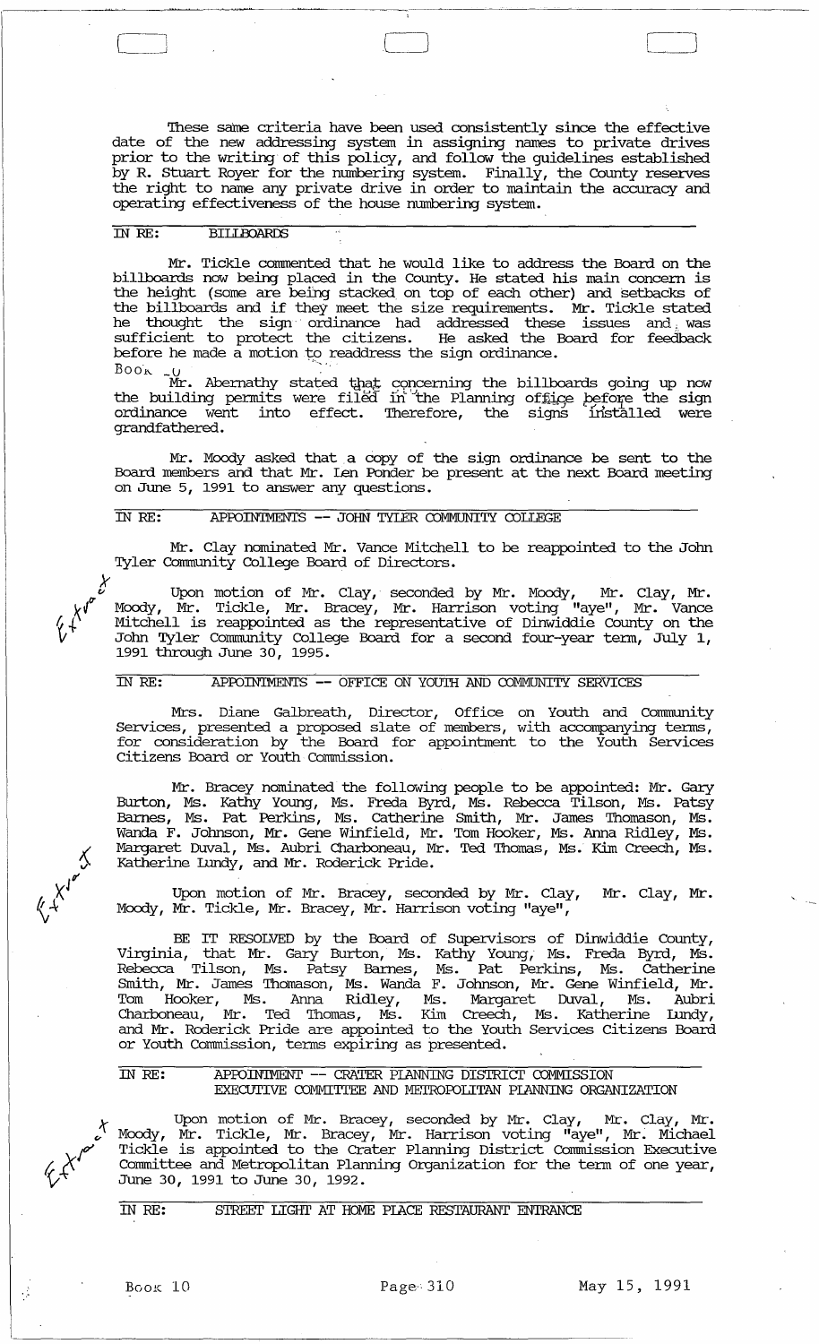These same criteria have been used consistently since the effective date of the new addressing system in assigning names to private drives prior to the writing of this policy, and follow the guidelines established by R. Stuart Royer for the numbering system. Finally, the County reserves the right to name any private drive in order to maintain the accuracy and operating effectiveness of the house numbering system.

IN RE: BILLBOARDS

Mr. Tickle commented that he would like to address the Board on the billboards now being placed in the County. He stated his main concern is the height (some are being stacked on top of each other) and setbacks of the billboards and if they meet the size requirements. Mr. Tickle stated he thought the sign ordinance had addressed these issues and was sufficient to protect the citizens. He asked the Board for feedback before he made a motion to readdress the sign ordinance.

Mr. Abernathy stated that concerning the billboards going up now the building permits were filed in the Planning office before the sign ordinance went into effect. Therefore, the signs installed were grandfathered.

Mr. Moody asked that a copy of the sign ordinance be sent to the Board members and that Mr. Len Ponder be present at the next Board meeting on June 5, 1991 to answer any questions.

IN RE: APPOINTMENTS -- JOHN TYLER COMMUNITY COLLEGE

Mr. Clay nominated Mr. Vance Mitchell to be reappointed to the John Tyler Community College Board of Directors.

Upon motion of Mr. Clay, seconded by Mr. Moody, Mr. Clay, Mr. Moody, Mr. Tickle, Mr. Bracey, Mr. Harrison voting "aye", Mr. Vance Mitchell is reappointed as the representative of Dinwiddie County on the John Tyler Community College Board for a second four-year term, July 1, 1991 through June 30, 1995.

IN RE: APPOINTMENTS -- OFFICE ON YOUTH AND COMMUNITY SERVICES

Mrs. Diane Galbreath, Director, Office on Youth and Community Services, presented a proposed slate of members, with accompanying terms, for consideration by the Board for appointment to the Youth Services Citizens Board or Youth Commission.

Mr. Bracey nominated the following people to be appointed: Mr. Gary Burton, Ms. Kathy Young, Ms. Freda Byrd, Ms. Rebecca Tilson, Ms. Patsy Barnes, Ms. Pat Perkins, Ms. Catherine Smith, Mr. James Thomason, Ms. Wanda F. Johnson, Mr. Gene Winfield, Mr. Tom Hooker, Ms. Anna Ridley, Ms. Margaret Duval, Ms. Aubri Charboneau, Mr. Ted Thomas, Ms. Kim Creech, Ms. Katherine Lundy, and Mr. Roderick Pride.

Upon motion of Mr. Bracey, seconded by Mr. Clay, Mr. Clay, Mr. Moody, Mr. Tickle, Mr. Bracey, Mr. Harrison voting "aye",

BE IT RESOLVED by the Board of Supervisors of Dinwiddie County, Virginia, that Mr. Gary Burton, Ms. Kathy Young, Ms. Freda Byrd, Ms. Rebecca Tilson, Ms. Patsy Barnes, Ms. Pat Perkins, Ms. Catherine Smith, Mr. James Thomason, Ms. Wanda F. Johnson, Mr. Gene Winfield, Mr. Tom Hooker, Ms. Anna Ridley, Ms. Margaret Duval, Ms. Aubri Charboneau, Mr. Ted Thomas, Ms. Kim Creech, Ms. Katherine Lundy, and Mr. Roderick Pride are appointed to the Youth Services Citizens Board or Youth Commission, terms expiring as presented.

IN RE: APPOINTMENT -- CRATER PLANNING DISTRICT COMMISSION EXECUTIVE COMMITTEE AND METROPOLITAN PLANNING ORGANIZATION

Upon motion of Mr. Bracey, seconded by Mr. Clay, Mr. Clay, Mr. Moody, Mr. Tickle, Mr. Bracey, Mr. Harrison voting "aye", Mr. Michael Tickle is appointed to the Crater Planning District Commission Executive Committee and Metropolitan Planning Organization for the term of one year, June 30, 1991 to June 30, 1992.

IN RE: STREET LIGHT AT HOME PLACE RESTAURANT ENTRANCE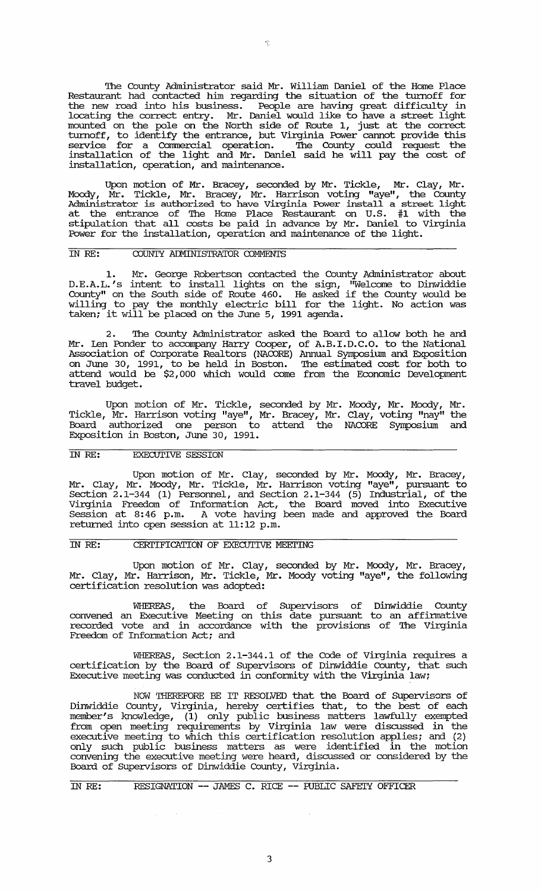The County Administrator said Mr. William Daniel of the Home Place Restaurant had contacted him regarding the situation of the turnoff for the new road into his business. People are having great difficulty in locating the correct entry. Mr. Daniel would like to have a street light mounted on the pole on the North side of Route 1, just at the correct turnoff, to identify the entrance, but Virginia Power cannot provide this service for a Commercial operation. The County could request the installation of the light and Mr. Daniel said he will pay the cost of installation, operation, and maintenance.

Upon motion of Mr. Bracey, seconded by Mr. Tickle, Mr. Clay, Mr. Moody, Mr. Tickle, Mr. Bracey, Mr. Harrison voting "aye", the County Administrator is authorized to have Virginia Power install a street light at the entrance of The Home Place Restaurant on U.S. #1 with the stipulation that all costs be paid in advance by Mr. Daniel to Virginia Power for the installation, operation and maintenance of the light.

IN RE: COUNTY ADMINISTRATOR COMMENTS

1. Mr. George Robertson contacted the County Administrator about D.E.A.L.'s intent to install lights on the sign, "Welcome to Dinwiddie County" on the South side of Route 460. He asked if the County would be willing to pay the monthly electric bill for the light. No action was taken; it will be placed on the June 5, 1991 agenda.

2. The County Administrator asked the Board to allow both he and Mr. Len Ponder to accompany Harry Cooper, of A.B.I.D.C.O. to the National Association of Corporate Realtors (NACORE) Annual Symposium and Exposition on June 30, 1991, to be held in Boston. The estimated cost for both to attend would be $2,000 which would come from the Economic Development travel budget.

Upon motion of Mr. Tickle, seconded by Mr. Moody, Mr. Moody, Mr. Tickle, Mr. Harrison voting "aye", Mr. Bracey, Mr. Clay, voting "nay" the Board authorized one person to attend the NACORE Symposium and Exposition in Boston, June 30, 1991.

IN RE: EXECUTIVE SESSION

Upon motion of Mr. Clay, seconded by Mr. Moody, Mr. Bracey, Mr. Clay, Mr. Moody, Mr. Tickle, Mr. Harrison voting "aye", pursuant to Section 2.1-344 (1) Personnel, and Section 2.1-344 (5) Industrial, of the Virginia Freedom of Information Act, the Board moved into Executive Session at 8:46 p.m. A vote having been made and approved the Board returned into open session at 11:12 p.m.

IN RE: CERTIFICATION OF EXECUTIVE MEETING

Upon motion of Mr. Clay, seconded by Mr. Moody, Mr. Bracey, Mr. Clay, Mr. Harrison, Mr. Tickle, Mr. Moody voting "aye", the following certification resolution was adopted:

WHEREAS, the Board of Supervisors of Dinwiddie County convened an Executive Meeting on this date pursuant to an affirmative recorded vote and in accordance with the provisions of The Virginia Freedom of Information Act; and

WHEREAS, Section 2.1-344.1 of the Code of Virginia requires a certification by the Board of Supervisors of Dinwiddie County, that such Executive meeting was conducted in conformity with the Virginia law;

NOW THEREFORE BE IT RESOLVED that the Board of Supervisors of Dinwiddie County, Virginia, hereby certifies that, to the best of each member's knowledge, (1) only public business matters lawfully exempted from open meeting requirements by Virginia law were discussed in the executive meeting to which this certification resolution applies; and (2) only such public business matters as were identified in the motion convening the executive meeting were heard, discussed or considered by the Board of Supervisors of Dinwiddie County, Virginia.

IN RE: RESIGNATION -- JAMES C. RICE -- PUBLIC SAFETY OFFICER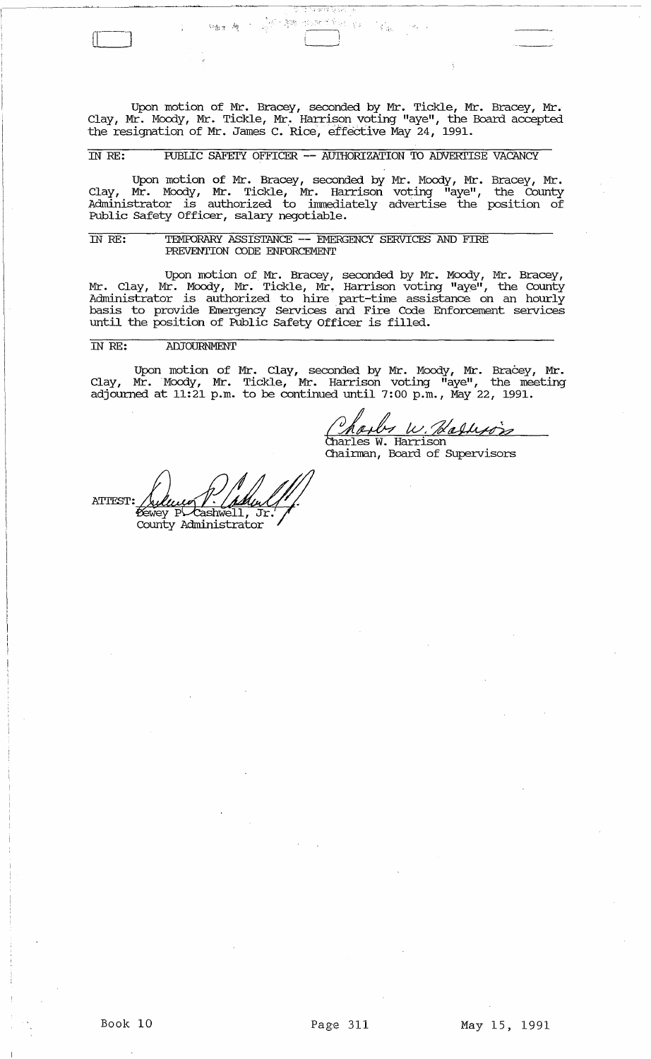Upon motion of Mr. Bracey, seconded by Mr. Tickle, Mr. Bracey, Mr. Clay, Mr. Moody, Mr. Tickle, Mr. Harrison voting "aye", the Board accepted the resignation of Mr. James C. Rice, effective May 24, 1991.

IN RE: PUBLIC SAFETY OFFICER -- AUTHORIZATION TO ADVERTISE VACANCY

Upon motion of Mr. Bracey, seconded by Mr. Moody, Mr. Bracey, Mr. Clay, Mr. Moody, Mr. Tickle, Mr. Harrison voting "aye", the County Administrator is authorized to immediately advertise the position of Public Safety Officer, salary negotiable.

IN RE: TEMPORARY ASSISTANCE -- EMERGENCY SERVICES AND FIRE PREVENTION CODE ENFORCEMENT

Upon motion of Mr. Bracey, seconded by Mr. Moody, Mr. Bracey, Mr. Clay, Mr. Moody, Mr. Tickle, Mr. Harrison voting "aye", the County Administrator is authorized to hire part-time assistance on an hourly basis to provide Emergency Services and Fire Code Enforcement services until the position of Public Safety Officer is filled.

IN RE: ADJOURNMENT

Upon motion of Mr. Clay, seconded by Mr. Moody, Mr. Bracey, Mr. Clay, Mr. Moody, Mr. Tickle, Mr. Harrison voting "aye", the meeting adjourned at 11:21 p.m. to be continued until 7:00 p.m., May 22, 1991.

Charles W. Harrison
Chairman, Board of Supervisors

ATTEST:
Dewey P. Cashwell, Jr.
County Administrator

Book 10 Page 311 May 15, 1991